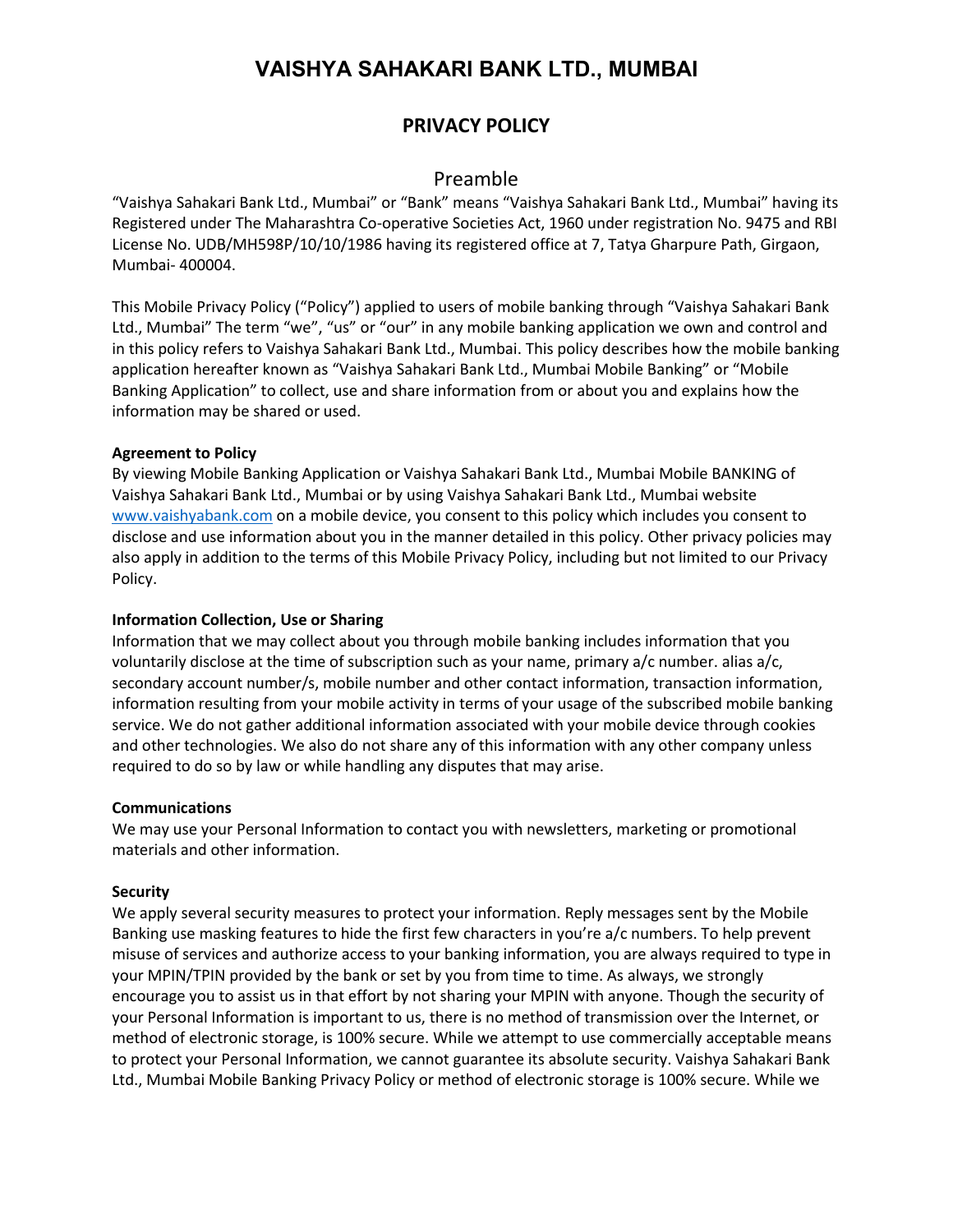# VAISHYA SAHAKARI BANK LTD., MUMBAI

## PRIVACY POLICY

### Preamble

"Vaishya Sahakari Bank Ltd., Mumbai" or "Bank" means "Vaishya Sahakari Bank Ltd., Mumbai" having its Registered under The Maharashtra Co-operative Societies Act, 1960 under registration No. 9475 and RBI License No. UDB/MH598P/10/10/1986 having its registered office at 7, Tatya Gharpure Path, Girgaon, Mumbai- 400004.

This Mobile Privacy Policy ("Policy") applied to users of mobile banking through "Vaishya Sahakari Bank Ltd., Mumbai" The term "we", "us" or "our" in any mobile banking application we own and control and in this policy refers to Vaishya Sahakari Bank Ltd., Mumbai. This policy describes how the mobile banking application hereafter known as "Vaishya Sahakari Bank Ltd., Mumbai Mobile Banking" or "Mobile Banking Application" to collect, use and share information from or about you and explains how the information may be shared or used.

**Agreement to Policy**

By viewing Mobile Banking Application or Vaishya Sahakari Bank Ltd., Mumbai Mobile BANKING of Vaishya Sahakari Bank Ltd., Mumbai or by using Vaishya Sahakari Bank Ltd., Mumbai website www.vaishyabank.com on a mobile device, you consent to this policy which includes you consent to disclose and use information about you in the manner detailed in this policy. Other privacy policies may also apply in addition to the terms of this Mobile Privacy Policy, including but not limited to our Privacy Policy.

**Information Collection, Use or Sharing**

Information that we may collect about you through mobile banking includes information that you voluntarily disclose at the time of subscription such as your name, primary a/c number. alias a/c, secondary account number/s, mobile number and other contact information, transaction information, information resulting from your mobile activity in terms of your usage of the subscribed mobile banking service. We do not gather additional information associated with your mobile device through cookies and other technologies. We also do not share any of this information with any other company unless required to do so by law or while handling any disputes that may arise.

**Communications**

We may use your Personal Information to contact you with newsletters, marketing or promotional materials and other information.

**Security**

We apply several security measures to protect your information. Reply messages sent by the Mobile Banking use masking features to hide the first few characters in you're a/c numbers. To help prevent misuse of services and authorize access to your banking information, you are always required to type in your MPIN/TPIN provided by the bank or set by you from time to time. As always, we strongly encourage you to assist us in that effort by not sharing your MPIN with anyone. Though the security of your Personal Information is important to us, there is no method of transmission over the Internet, or method of electronic storage, is 100% secure. While we attempt to use commercially acceptable means to protect your Personal Information, we cannot guarantee its absolute security. Vaishya Sahakari Bank Ltd., Mumbai Mobile Banking Privacy Policy or method of electronic storage is 100% secure. While we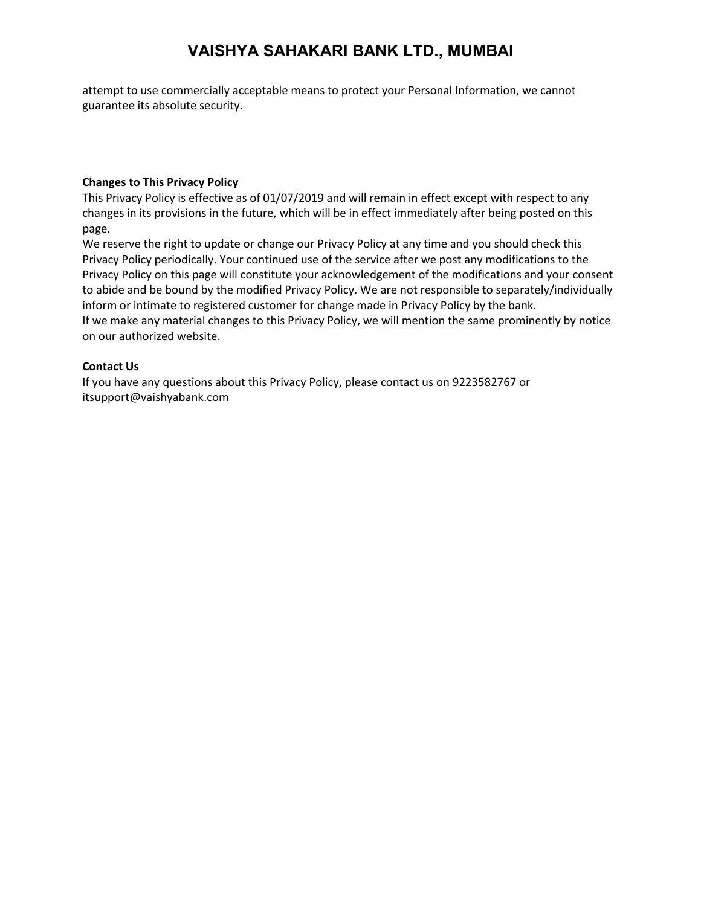attempt to use commercially acceptable means to protect your Personal Information, we cannot guarantee its absolute security.

**Changes to This Privacy Policy**

This Privacy Policy is effective as of 01/07/2019 and will remain in effect except with respect to any changes in its provisions in the future, which will be in effect immediately after being posted on this page.

We reserve the right to update or change our Privacy Policy at any time and you should check this Privacy Policy periodically. Your continued use of the service after we post any modifications to the Privacy Policy on this page will constitute your acknowledgement of the modifications and your consent to abide and be bound by the modified Privacy Policy. We are not responsible to separately/individually inform or intimate to registered customer for change made in Privacy Policy by the bank.

If we make any material changes to this Privacy Policy, we will mention the same prominently by notice on our authorized website.

**Contact Us**

If you have any questions about this Privacy Policy, please contact us on 9223582767 or itsupport@vaishyabank.com